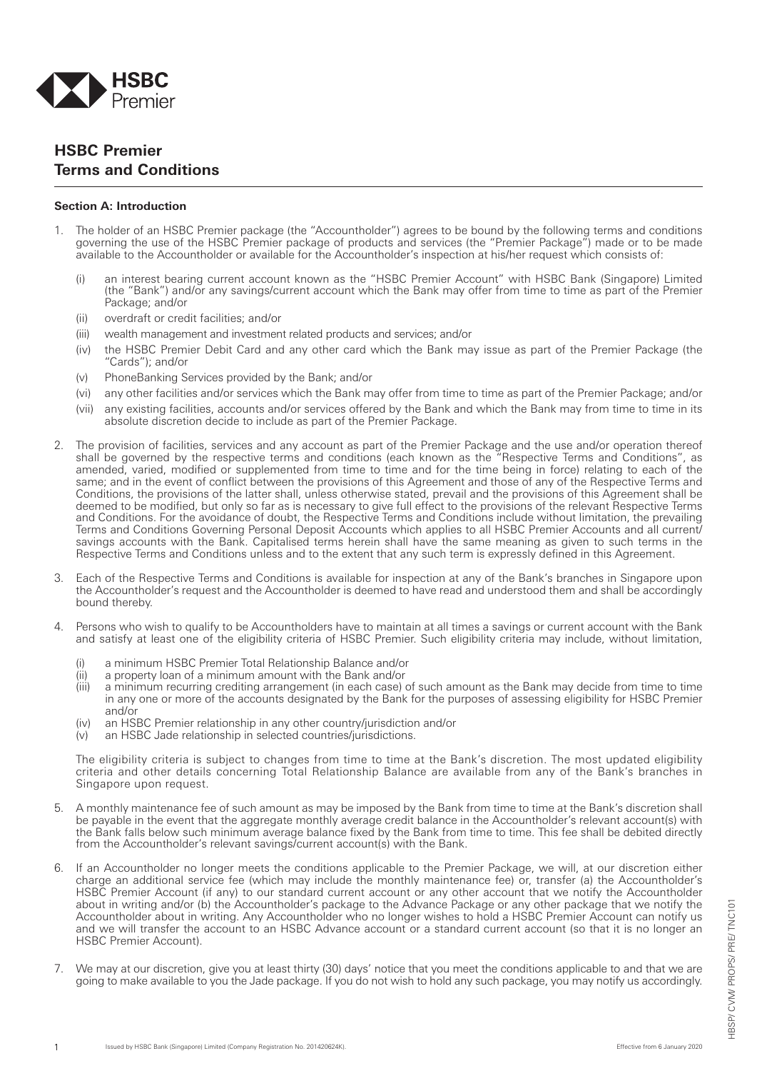HSBC Premier

# HSBC Premier Terms and Conditions

## Section A: Introduction

1. The holder of an HSBC Premier package (the "Accountholder") agrees to be bound by the following terms and conditions governing the use of the HSBC Premier package of products and services (the "Premier Package") made or to be made available to the Accountholder or available for the Accountholder's inspection at his/her request which consists of:

   (i) an interest bearing current account known as the "HSBC Premier Account" with HSBC Bank (Singapore) Limited (the "Bank") and/or any savings/current account which the Bank may offer from time to time as part of the Premier Package; and/or

   (ii) overdraft or credit facilities; and/or

   (iii) wealth management and investment related products and services; and/or

   (iv) the HSBC Premier Debit Card and any other card which the Bank may issue as part of the Premier Package (the "Cards"); and/or

   (v) PhoneBanking Services provided by the Bank; and/or

   (vi) any other facilities and/or services which the Bank may offer from time to time as part of the Premier Package; and/or

   (vii) any existing facilities, accounts and/or services offered by the Bank and which the Bank may from time to time in its absolute discretion decide to include as part of the Premier Package.

2. The provision of facilities, services and any account as part of the Premier Package and the use and/or operation thereof shall be governed by the respective terms and conditions (each known as the "Respective Terms and Conditions", as amended, varied, modified or supplemented from time to time and for the time being in force) relating to each of the same; and in the event of conflict between the provisions of this Agreement and those of any of the Respective Terms and Conditions, the provisions of the latter shall, unless otherwise stated, prevail and the provisions of this Agreement shall be deemed to be modified, but only so far as is necessary to give full effect to the provisions of the relevant Respective Terms and Conditions. For the avoidance of doubt, the Respective Terms and Conditions include without limitation, the prevailing Terms and Conditions Governing Personal Deposit Accounts which applies to all HSBC Premier Accounts and all current/savings accounts with the Bank. Capitalised terms herein shall have the same meaning as given to such terms in the Respective Terms and Conditions unless and to the extent that any such term is expressly defined in this Agreement.

3. Each of the Respective Terms and Conditions is available for inspection at any of the Bank's branches in Singapore upon the Accountholder's request and the Accountholder is deemed to have read and understood them and shall be accordingly bound thereby.

4. Persons who wish to qualify to be Accountholders have to maintain at all times a savings or current account with the Bank and satisfy at least one of the eligibility criteria of HSBC Premier. Such eligibility criteria may include, without limitation,

   (i) a minimum HSBC Premier Total Relationship Balance and/or

   (ii) a property loan of a minimum amount with the Bank and/or

   (iii) a minimum recurring crediting arrangement (in each case) of such amount as the Bank may decide from time to time in any one or more of the accounts designated by the Bank for the purposes of assessing eligibility for HSBC Premier and/or

   (iv) an HSBC Premier relationship in any other country/jurisdiction and/or

   (v) an HSBC Jade relationship in selected countries/jurisdictions.

   The eligibility criteria is subject to changes from time to time at the Bank's discretion. The most updated eligibility criteria and other details concerning Total Relationship Balance are available from any of the Bank's branches in Singapore upon request.

5. A monthly maintenance fee of such amount as may be imposed by the Bank from time to time at the Bank's discretion shall be payable in the event that the aggregate monthly average credit balance in the Accountholder's relevant account(s) with the Bank falls below such minimum average balance fixed by the Bank from time to time. This fee shall be debited directly from the Accountholder's relevant savings/current account(s) with the Bank.

6. If an Accountholder no longer meets the conditions applicable to the Premier Package, we will, at our discretion either charge an additional service fee (which may include the monthly maintenance fee) or, transfer (a) the Accountholder's HSBC Premier Account (if any) to our standard current account or any other account that we notify the Accountholder about in writing and/or (b) the Accountholder's package to the Advance Package or any other package that we notify the Accountholder about in writing. Any Accountholder who no longer wishes to hold a HSBC Premier Account can notify us and we will transfer the account to an HSBC Advance account or a standard current account (so that it is no longer an HSBC Premier Account).

7. We may at our discretion, give you at least thirty (30) days' notice that you meet the conditions applicable to and that we are going to make available to you the Jade package. If you do not wish to hold any such package, you may notify us accordingly.

Issued by HSBC Bank (Singapore) Limited (Company Registration No. 201420624K). Effective from 6 January 2020

HBSP/ CVM/ PROPS/ PRE/ TNC101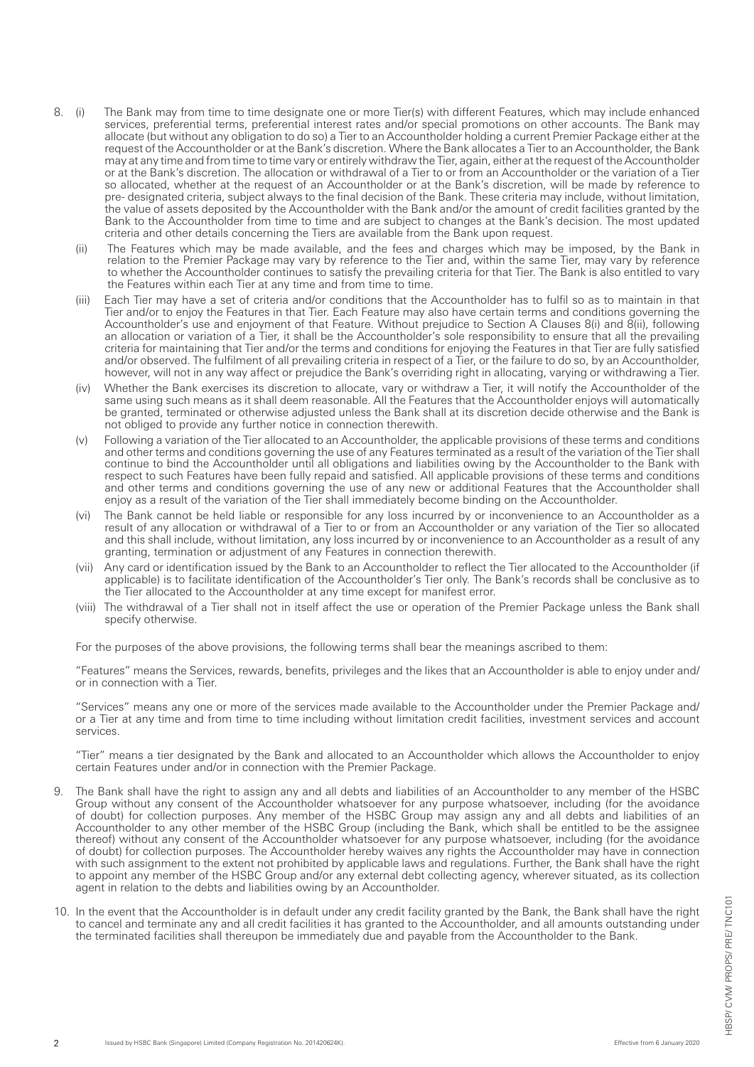8. (i) The Bank may from time to time designate one or more Tier(s) with different Features, which may include enhanced services, preferential terms, preferential interest rates and/or special promotions on other accounts. The Bank may allocate (but without any obligation to do so) a Tier to an Accountholder holding a current Premier Package either at the request of the Accountholder or at the Bank's discretion. Where the Bank allocates a Tier to an Accountholder, the Bank may at any time and from time to time vary or entirely withdraw the Tier, again, either at the request of the Accountholder or at the Bank's discretion. The allocation or withdrawal of a Tier to or from an Accountholder or the variation of a Tier so allocated, whether at the request of an Accountholder or at the Bank's discretion, will be made by reference to pre- designated criteria, subject always to the final decision of the Bank. These criteria may include, without limitation, the value of assets deposited by the Accountholder with the Bank and/or the amount of credit facilities granted by the Bank to the Accountholder from time to time and are subject to changes at the Bank's decision. The most updated criteria and other details concerning the Tiers are available from the Bank upon request.

   (ii) The Features which may be made available, and the fees and charges which may be imposed, by the Bank in relation to the Premier Package may vary by reference to the Tier and, within the same Tier, may vary by reference to whether the Accountholder continues to satisfy the prevailing criteria for that Tier. The Bank is also entitled to vary the Features within each Tier at any time and from time to time.

   (iii) Each Tier may have a set of criteria and/or conditions that the Accountholder has to fulfil so as to maintain in that Tier and/or to enjoy the Features in that Tier. Each Feature may also have certain terms and conditions governing the Accountholder's use and enjoyment of that Feature. Without prejudice to Section A Clauses 8(i) and 8(ii), following an allocation or variation of a Tier, it shall be the Accountholder's sole responsibility to ensure that all the prevailing criteria for maintaining that Tier and/or the terms and conditions for enjoying the Features in that Tier are fully satisfied and/or observed. The fulfilment of all prevailing criteria in respect of a Tier, or the failure to do so, by an Accountholder, however, will not in any way affect or prejudice the Bank's overriding right in allocating, varying or withdrawing a Tier.

   (iv) Whether the Bank exercises its discretion to allocate, vary or withdraw a Tier, it will notify the Accountholder of the same using such means as it shall deem reasonable. All the Features that the Accountholder enjoys will automatically be granted, terminated or otherwise adjusted unless the Bank shall at its discretion decide otherwise and the Bank is not obliged to provide any further notice in connection therewith.

   (v) Following a variation of the Tier allocated to an Accountholder, the applicable provisions of these terms and conditions and other terms and conditions governing the use of any Features terminated as a result of the variation of the Tier shall continue to bind the Accountholder until all obligations and liabilities owing by the Accountholder to the Bank with respect to such Features have been fully repaid and satisfied. All applicable provisions of these terms and conditions and other terms and conditions governing the use of any new or additional Features that the Accountholder shall enjoy as a result of the variation of the Tier shall immediately become binding on the Accountholder.

   (vi) The Bank cannot be held liable or responsible for any loss incurred by or inconvenience to an Accountholder as a result of any allocation or withdrawal of a Tier to or from an Accountholder or any variation of the Tier so allocated and this shall include, without limitation, any loss incurred by or inconvenience to an Accountholder as a result of any granting, termination or adjustment of any Features in connection therewith.

   (vii) Any card or identification issued by the Bank to an Accountholder to reflect the Tier allocated to the Accountholder (if applicable) is to facilitate identification of the Accountholder's Tier only. The Bank's records shall be conclusive as to the Tier allocated to the Accountholder at any time except for manifest error.

   (viii) The withdrawal of a Tier shall not in itself affect the use or operation of the Premier Package unless the Bank shall specify otherwise.

   For the purposes of the above provisions, the following terms shall bear the meanings ascribed to them:

   "Features" means the Services, rewards, benefits, privileges and the likes that an Accountholder is able to enjoy under and/ or in connection with a Tier.

   "Services" means any one or more of the services made available to the Accountholder under the Premier Package and/ or a Tier at any time and from time to time including without limitation credit facilities, investment services and account services.

   "Tier" means a tier designated by the Bank and allocated to an Accountholder which allows the Accountholder to enjoy certain Features under and/or in connection with the Premier Package.

9. The Bank shall have the right to assign any and all debts and liabilities of an Accountholder to any member of the HSBC Group without any consent of the Accountholder whatsoever for any purpose whatsoever, including (for the avoidance of doubt) for collection purposes. Any member of the HSBC Group may assign any and all debts and liabilities of an Accountholder to any other member of the HSBC Group (including the Bank, which shall be entitled to be the assignee thereof) without any consent of the Accountholder whatsoever for any purpose whatsoever, including (for the avoidance of doubt) for collection purposes. The Accountholder hereby waives any rights the Accountholder may have in connection with such assignment to the extent not prohibited by applicable laws and regulations. Further, the Bank shall have the right to appoint any member of the HSBC Group and/or any external debt collecting agency, wherever situated, as its collection agent in relation to the debts and liabilities owing by an Accountholder.

10. In the event that the Accountholder is in default under any credit facility granted by the Bank, the Bank shall have the right to cancel and terminate any and all credit facilities it has granted to the Accountholder, and all amounts outstanding under the terminated facilities shall thereupon be immediately due and payable from the Accountholder to the Bank.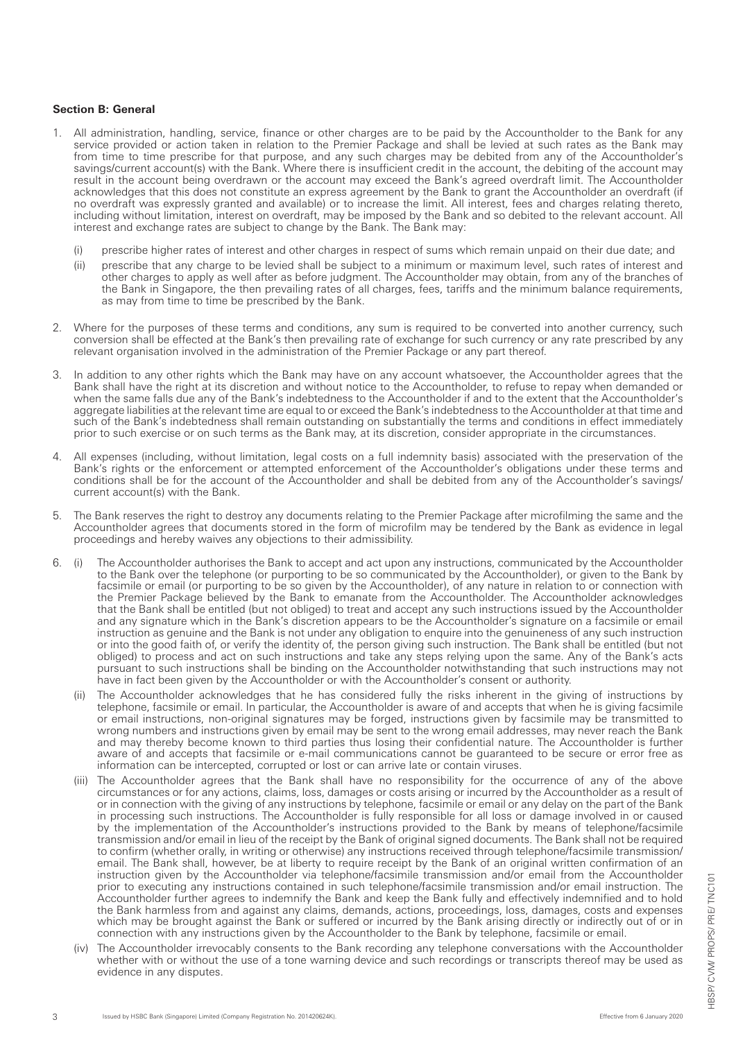**Section B: General**

1. All administration, handling, service, finance or other charges are to be paid by the Accountholder to the Bank for any service provided or action taken in relation to the Premier Package and shall be levied at such rates as the Bank may from time to time prescribe for that purpose, and any such charges may be debited from any of the Accountholder's savings/current account(s) with the Bank. Where there is insufficient credit in the account, the debiting of the account may result in the account being overdrawn or the account may exceed the Bank's agreed overdraft limit. The Accountholder acknowledges that this does not constitute an express agreement by the Bank to grant the Accountholder an overdraft (if no overdraft was expressly granted and available) or to increase the limit. All interest, fees and charges relating thereto, including without limitation, interest on overdraft, may be imposed by the Bank and so debited to the relevant account. All interest and exchange rates are subject to change by the Bank. The Bank may:

   (i) prescribe higher rates of interest and other charges in respect of sums which remain unpaid on their due date; and

   (ii) prescribe that any charge to be levied shall be subject to a minimum or maximum level, such rates of interest and other charges to apply as well after as before judgment. The Accountholder may obtain, from any of the branches of the Bank in Singapore, the then prevailing rates of all charges, fees, tariffs and the minimum balance requirements, as may from time to time be prescribed by the Bank.

2. Where for the purposes of these terms and conditions, any sum is required to be converted into another currency, such conversion shall be effected at the Bank's then prevailing rate of exchange for such currency or any rate prescribed by any relevant organisation involved in the administration of the Premier Package or any part thereof.

3. In addition to any other rights which the Bank may have on any account whatsoever, the Accountholder agrees that the Bank shall have the right at its discretion and without notice to the Accountholder, to refuse to repay when demanded or when the same falls due any of the Bank's indebtedness to the Accountholder if and to the extent that the Accountholder's aggregate liabilities at the relevant time are equal to or exceed the Bank's indebtedness to the Accountholder at that time and such of the Bank's indebtedness shall remain outstanding on substantially the terms and conditions in effect immediately prior to such exercise or on such terms as the Bank may, at its discretion, consider appropriate in the circumstances.

4. All expenses (including, without limitation, legal costs on a full indemnity basis) associated with the preservation of the Bank's rights or the enforcement or attempted enforcement of the Accountholder's obligations under these terms and conditions shall be for the account of the Accountholder and shall be debited from any of the Accountholder's savings/ current account(s) with the Bank.

5. The Bank reserves the right to destroy any documents relating to the Premier Package after microfilming the same and the Accountholder agrees that documents stored in the form of microfilm may be tendered by the Bank as evidence in legal proceedings and hereby waives any objections to their admissibility.

6. (i) The Accountholder authorises the Bank to accept and act upon any instructions, communicated by the Accountholder to the Bank over the telephone (or purporting to be so communicated by the Accountholder), or given to the Bank by facsimile or email (or purporting to be so given by the Accountholder), of any nature in relation to or connection with the Premier Package believed by the Bank to emanate from the Accountholder. The Accountholder acknowledges that the Bank shall be entitled (but not obliged) to treat and accept any such instructions issued by the Accountholder and any signature which in the Bank's discretion appears to be the Accountholder's signature on a facsimile or email instruction as genuine and the Bank is not under any obligation to enquire into the genuineness of any such instruction or into the good faith of, or verify the identity of, the person giving such instruction. The Bank shall be entitled (but not obliged) to process and act on such instructions and take any steps relying upon the same. Any of the Bank's acts pursuant to such instructions shall be binding on the Accountholder notwithstanding that such instructions may not have in fact been given by the Accountholder or with the Accountholder's consent or authority.

   (ii) The Accountholder acknowledges that he has considered fully the risks inherent in the giving of instructions by telephone, facsimile or email. In particular, the Accountholder is aware of and accepts that when he is giving facsimile or email instructions, non-original signatures may be forged, instructions given by facsimile may be transmitted to wrong numbers and instructions given by email may be sent to the wrong email addresses, may never reach the Bank and may thereby become known to third parties thus losing their confidential nature. The Accountholder is further aware of and accepts that facsimile or e-mail communications cannot be guaranteed to be secure or error free as information can be intercepted, corrupted or lost or can arrive late or contain viruses.

   (iii) The Accountholder agrees that the Bank shall have no responsibility for the occurrence of any of the above circumstances or for any actions, claims, loss, damages or costs arising or incurred by the Accountholder as a result of or in connection with the giving of any instructions by telephone, facsimile or email or any delay on the part of the Bank in processing such instructions. The Accountholder is fully responsible for all loss or damage involved in or caused by the implementation of the Accountholder's instructions provided to the Bank by means of telephone/facsimile transmission and/or email in lieu of the receipt by the Bank of original signed documents. The Bank shall not be required to confirm (whether orally, in writing or otherwise) any instructions received through telephone/facsimile transmission/ email. The Bank shall, however, be at liberty to require receipt by the Bank of an original written confirmation of an instruction given by the Accountholder via telephone/facsimile transmission and/or email from the Accountholder prior to executing any instructions contained in such telephone/facsimile transmission and/or email instruction. The Accountholder further agrees to indemnify the Bank and keep the Bank fully and effectively indemnified and to hold the Bank harmless from and against any claims, demands, actions, proceedings, loss, damages, costs and expenses which may be brought against the Bank or suffered or incurred by the Bank arising directly or indirectly out of or in connection with any instructions given by the Accountholder to the Bank by telephone, facsimile or email.

   (iv) The Accountholder irrevocably consents to the Bank recording any telephone conversations with the Accountholder whether with or without the use of a tone warning device and such recordings or transcripts thereof may be used as evidence in any disputes.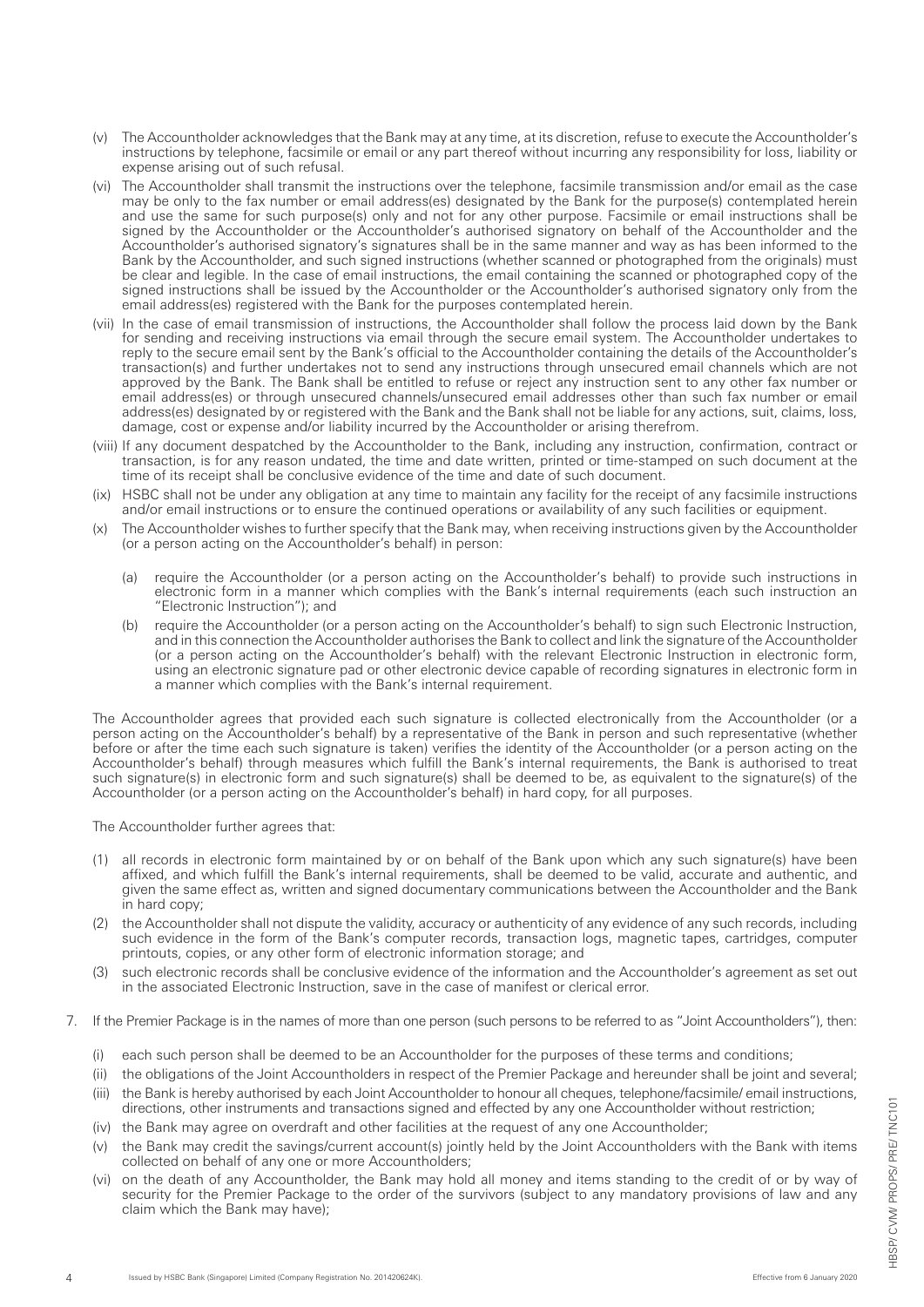- (v) The Accountholder acknowledges that the Bank may at any time, at its discretion, refuse to execute the Accountholder's instructions by telephone, facsimile or email or any part thereof without incurring any responsibility for loss, liability or expense arising out of such refusal.
- (vi) The Accountholder shall transmit the instructions over the telephone, facsimile transmission and/or email as the case may be only to the fax number or email address(es) designated by the Bank for the purpose(s) contemplated herein and use the same for such purpose(s) only and not for any other purpose. Facsimile or email instructions shall be signed by the Accountholder or the Accountholder's authorised signatory on behalf of the Accountholder and the Accountholder's authorised signatory's signatures shall be in the same manner and way as has been informed to the Bank by the Accountholder, and such signed instructions (whether scanned or photographed from the originals) must be clear and legible. In the case of email instructions, the email containing the scanned or photographed copy of the signed instructions shall be issued by the Accountholder or the Accountholder's authorised signatory only from the email address(es) registered with the Bank for the purposes contemplated herein.
- (vii) In the case of email transmission of instructions, the Accountholder shall follow the process laid down by the Bank for sending and receiving instructions via email through the secure email system. The Accountholder undertakes to reply to the secure email sent by the Bank's official to the Accountholder containing the details of the Accountholder's transaction(s) and further undertakes not to send any instructions through unsecured email channels which are not approved by the Bank. The Bank shall be entitled to refuse or reject any instruction sent to any other fax number or email address(es) or through unsecured channels/unsecured email addresses other than such fax number or email address(es) designated by or registered with the Bank and the Bank shall not be liable for any actions, suit, claims, loss, damage, cost or expense and/or liability incurred by the Accountholder or arising therefrom.
- (viii) If any document despatched by the Accountholder to the Bank, including any instruction, confirmation, contract or transaction, is for any reason undated, the time and date written, printed or time-stamped on such document at the time of its receipt shall be conclusive evidence of the time and date of such document.
- (ix) HSBC shall not be under any obligation at any time to maintain any facility for the receipt of any facsimile instructions and/or email instructions or to ensure the continued operations or availability of any such facilities or equipment.
- (x) The Accountholder wishes to further specify that the Bank may, when receiving instructions given by the Accountholder (or a person acting on the Accountholder's behalf) in person:
  - (a) require the Accountholder (or a person acting on the Accountholder's behalf) to provide such instructions in electronic form in a manner which complies with the Bank's internal requirements (each such instruction an "Electronic Instruction"); and
  - (b) require the Accountholder (or a person acting on the Accountholder's behalf) to sign such Electronic Instruction, and in this connection the Accountholder authorises the Bank to collect and link the signature of the Accountholder (or a person acting on the Accountholder's behalf) with the relevant Electronic Instruction in electronic form, using an electronic signature pad or other electronic device capable of recording signatures in electronic form in a manner which complies with the Bank's internal requirement.

  The Accountholder agrees that provided each such signature is collected electronically from the Accountholder (or a person acting on the Accountholder's behalf) by a representative of the Bank in person and such representative (whether before or after the time each such signature is taken) verifies the identity of the Accountholder (or a person acting on the Accountholder's behalf) through measures which fulfill the Bank's internal requirements, the Bank is authorised to treat such signature(s) in electronic form and such signature(s) shall be deemed to be, as equivalent to the signature(s) of the Accountholder (or a person acting on the Accountholder's behalf) in hard copy, for all purposes.

  The Accountholder further agrees that:

  - (1) all records in electronic form maintained by or on behalf of the Bank upon which any such signature(s) have been affixed, and which fulfill the Bank's internal requirements, shall be deemed to be valid, accurate and authentic, and given the same effect as, written and signed documentary communications between the Accountholder and the Bank in hard copy;
  - (2) the Accountholder shall not dispute the validity, accuracy or authenticity of any evidence of any such records, including such evidence in the form of the Bank's computer records, transaction logs, magnetic tapes, cartridges, computer printouts, copies, or any other form of electronic information storage; and
  - (3) such electronic records shall be conclusive evidence of the information and the Accountholder's agreement as set out in the associated Electronic Instruction, save in the case of manifest or clerical error.

7. If the Premier Package is in the names of more than one person (such persons to be referred to as "Joint Accountholders"), then:
   - (i) each such person shall be deemed to be an Accountholder for the purposes of these terms and conditions;
   - (ii) the obligations of the Joint Accountholders in respect of the Premier Package and hereunder shall be joint and several;
   - (iii) the Bank is hereby authorised by each Joint Accountholder to honour all cheques, telephone/facsimile/ email instructions, directions, other instruments and transactions signed and effected by any one Accountholder without restriction;
   - (iv) the Bank may agree on overdraft and other facilities at the request of any one Accountholder;
   - (v) the Bank may credit the savings/current account(s) jointly held by the Joint Accountholders with the Bank with items collected on behalf of any one or more Accountholders;
   - (vi) on the death of any Accountholder, the Bank may hold all money and items standing to the credit of or by way of security for the Premier Package to the order of the survivors (subject to any mandatory provisions of law and any claim which the Bank may have);

Issued by HSBC Bank (Singapore) Limited (Company Registration No. 201420624K). Effective from 6 January 2020

HBSP/ CVM/ PROPS/ PRE/ TNC101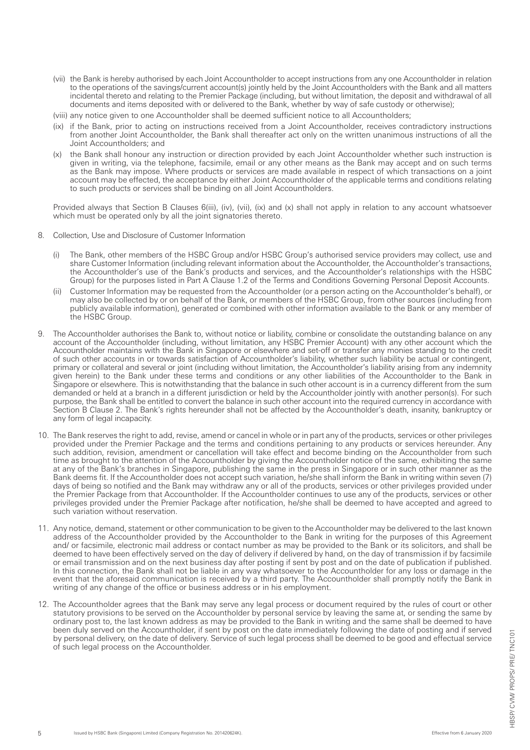(vii) the Bank is hereby authorised by each Joint Accountholder to accept instructions from any one Accountholder in relation to the operations of the savings/current account(s) jointly held by the Joint Accountholders with the Bank and all matters incidental thereto and relating to the Premier Package (including, but without limitation, the deposit and withdrawal of all documents and items deposited with or delivered to the Bank, whether by way of safe custody or otherwise);

(viii) any notice given to one Accountholder shall be deemed sufficient notice to all Accountholders;

(ix) if the Bank, prior to acting on instructions received from a Joint Accountholder, receives contradictory instructions from another Joint Accountholder, the Bank shall thereafter act only on the written unanimous instructions of all the Joint Accountholders; and

(x) the Bank shall honour any instruction or direction provided by each Joint Accountholder whether such instruction is given in writing, via the telephone, facsimile, email or any other means as the Bank may accept and on such terms as the Bank may impose. Where products or services are made available in respect of which transactions on a joint account may be effected, the acceptance by either Joint Accountholder of the applicable terms and conditions relating to such products or services shall be binding on all Joint Accountholders.

Provided always that Section B Clauses 6(iii), (iv), (vii), (ix) and (x) shall not apply in relation to any account whatsoever which must be operated only by all the joint signatories thereto.

8. Collection, Use and Disclosure of Customer Information

   (i) The Bank, other members of the HSBC Group and/or HSBC Group's authorised service providers may collect, use and share Customer Information (including relevant information about the Accountholder, the Accountholder's transactions, the Accountholder's use of the Bank's products and services, and the Accountholder's relationships with the HSBC Group) for the purposes listed in Part A Clause 1.2 of the Terms and Conditions Governing Personal Deposit Accounts.

   (ii) Customer Information may be requested from the Accountholder (or a person acting on the Accountholder's behalf), or may also be collected by or on behalf of the Bank, or members of the HSBC Group, from other sources (including from publicly available information), generated or combined with other information available to the Bank or any member of the HSBC Group.

9. The Accountholder authorises the Bank to, without notice or liability, combine or consolidate the outstanding balance on any account of the Accountholder (including, without limitation, any HSBC Premier Account) with any other account which the Accountholder maintains with the Bank in Singapore or elsewhere and set-off or transfer any monies standing to the credit of such other accounts in or towards satisfaction of Accountholder's liability, whether such liability be actual or contingent, primary or collateral and several or joint (including without limitation, the Accountholder's liability arising from any indemnity given herein) to the Bank under these terms and conditions or any other liabilities of the Accountholder to the Bank in Singapore or elsewhere. This is notwithstanding that the balance in such other account is in a currency different from the sum demanded or held at a branch in a different jurisdiction or held by the Accountholder jointly with another person(s). For such purpose, the Bank shall be entitled to convert the balance in such other account into the required currency in accordance with Section B Clause 2. The Bank's rights hereunder shall not be affected by the Accountholder's death, insanity, bankruptcy or any form of legal incapacity.

10. The Bank reserves the right to add, revise, amend or cancel in whole or in part any of the products, services or other privileges provided under the Premier Package and the terms and conditions pertaining to any products or services hereunder. Any such addition, revision, amendment or cancellation will take effect and become binding on the Accountholder from such time as brought to the attention of the Accountholder by giving the Accountholder notice of the same, exhibiting the same at any of the Bank's branches in Singapore, publishing the same in the press in Singapore or in such other manner as the Bank deems fit. If the Accountholder does not accept such variation, he/she shall inform the Bank in writing within seven (7) days of being so notified and the Bank may withdraw any or all of the products, services or other privileges provided under the Premier Package from that Accountholder. If the Accountholder continues to use any of the products, services or other privileges provided under the Premier Package after notification, he/she shall be deemed to have accepted and agreed to such variation without reservation.

11. Any notice, demand, statement or other communication to be given to the Accountholder may be delivered to the last known address of the Accountholder provided by the Accountholder to the Bank in writing for the purposes of this Agreement and/ or facsimile, electronic mail address or contact number as may be provided to the Bank or its solicitors, and shall be deemed to have been effectively served on the day of delivery if delivered by hand, on the day of transmission if by facsimile or email transmission and on the next business day after posting if sent by post and on the date of publication if published. In this connection, the Bank shall not be liable in any way whatsoever to the Accountholder for any loss or damage in the event that the aforesaid communication is received by a third party. The Accountholder shall promptly notify the Bank in writing of any change of the office or business address or in his employment.

12. The Accountholder agrees that the Bank may serve any legal process or document required by the rules of court or other statutory provisions to be served on the Accountholder by personal service by leaving the same at, or sending the same by ordinary post to, the last known address as may be provided to the Bank in writing and the same shall be deemed to have been duly served on the Accountholder, if sent by post on the date immediately following the date of posting and if served by personal delivery, on the date of delivery. Service of such legal process shall be deemed to be good and effectual service of such legal process on the Accountholder.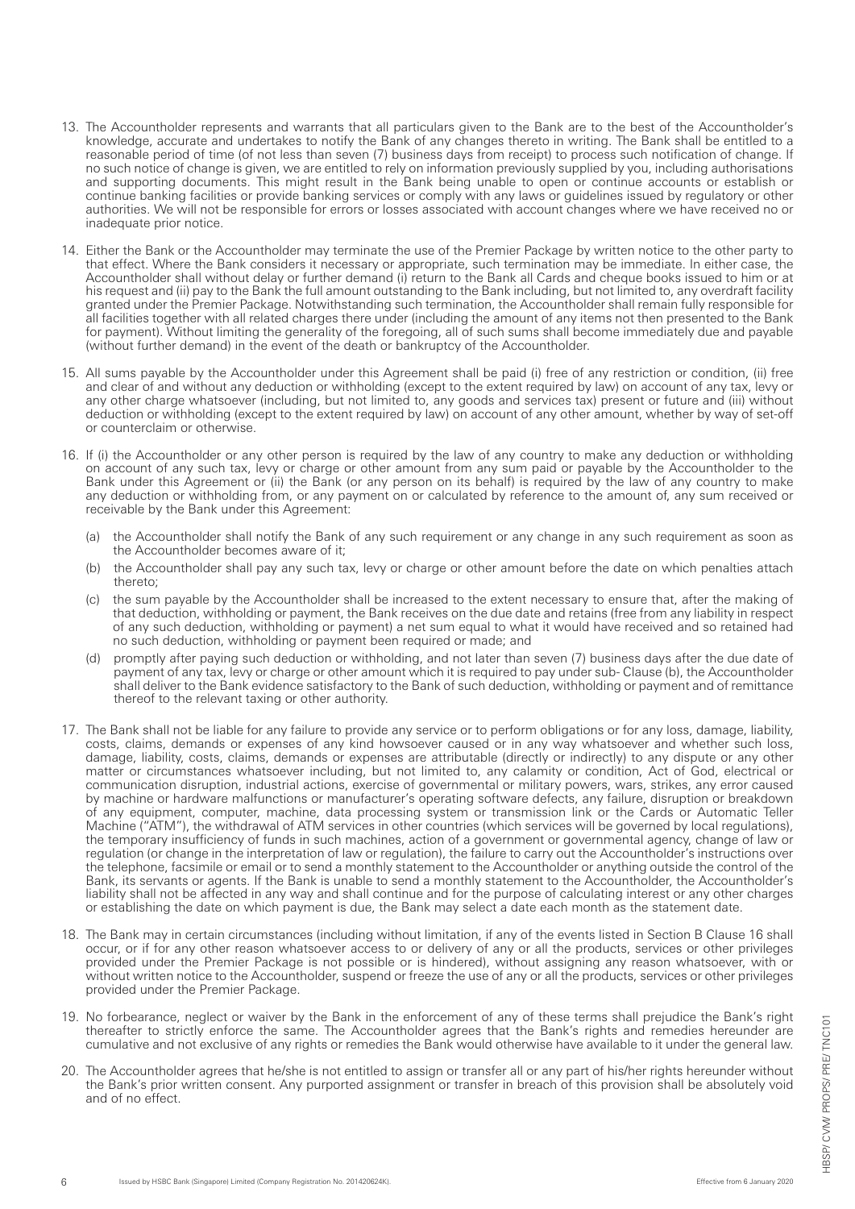13. The Accountholder represents and warrants that all particulars given to the Bank are to the best of the Accountholder's knowledge, accurate and undertakes to notify the Bank of any changes thereto in writing. The Bank shall be entitled to a reasonable period of time (of not less than seven (7) business days from receipt) to process such notification of change. If no such notice of change is given, we are entitled to rely on information previously supplied by you, including authorisations and supporting documents. This might result in the Bank being unable to open or continue accounts or establish or continue banking facilities or provide banking services or comply with any laws or guidelines issued by regulatory or other authorities. We will not be responsible for errors or losses associated with account changes where we have received no or inadequate prior notice.

14. Either the Bank or the Accountholder may terminate the use of the Premier Package by written notice to the other party to that effect. Where the Bank considers it necessary or appropriate, such termination may be immediate. In either case, the Accountholder shall without delay or further demand (i) return to the Bank all Cards and cheque books issued to him or at his request and (ii) pay to the Bank the full amount outstanding to the Bank including, but not limited to, any overdraft facility granted under the Premier Package. Notwithstanding such termination, the Accountholder shall remain fully responsible for all facilities together with all related charges there under (including the amount of any items not then presented to the Bank for payment). Without limiting the generality of the foregoing, all of such sums shall become immediately due and payable (without further demand) in the event of the death or bankruptcy of the Accountholder.

15. All sums payable by the Accountholder under this Agreement shall be paid (i) free of any restriction or condition, (ii) free and clear of and without any deduction or withholding (except to the extent required by law) on account of any tax, levy or any other charge whatsoever (including, but not limited to, any goods and services tax) present or future and (iii) without deduction or withholding (except to the extent required by law) on account of any other amount, whether by way of set-off or counterclaim or otherwise.

16. If (i) the Accountholder or any other person is required by the law of any country to make any deduction or withholding on account of any such tax, levy or charge or other amount from any sum paid or payable by the Accountholder to the Bank under this Agreement or (ii) the Bank (or any person on its behalf) is required by the law of any country to make any deduction or withholding from, or any payment on or calculated by reference to the amount of, any sum received or receivable by the Bank under this Agreement:

    (a) the Accountholder shall notify the Bank of any such requirement or any change in any such requirement as soon as the Accountholder becomes aware of it;

    (b) the Accountholder shall pay any such tax, levy or charge or other amount before the date on which penalties attach thereto;

    (c) the sum payable by the Accountholder shall be increased to the extent necessary to ensure that, after the making of that deduction, withholding or payment, the Bank receives on the due date and retains (free from any liability in respect of any such deduction, withholding or payment) a net sum equal to what it would have received and so retained had no such deduction, withholding or payment been required or made; and

    (d) promptly after paying such deduction or withholding, and not later than seven (7) business days after the due date of payment of any tax, levy or charge or other amount which it is required to pay under sub- Clause (b), the Accountholder shall deliver to the Bank evidence satisfactory to the Bank of such deduction, withholding or payment and of remittance thereof to the relevant taxing or other authority.

17. The Bank shall not be liable for any failure to provide any service or to perform obligations or for any loss, damage, liability, costs, claims, demands or expenses of any kind howsoever caused or in any way whatsoever and whether such loss, damage, liability, costs, claims, demands or expenses are attributable (directly or indirectly) to any dispute or any other matter or circumstances whatsoever including, but not limited to, any calamity or condition, Act of God, electrical or communication disruption, industrial actions, exercise of governmental or military powers, wars, strikes, any error caused by machine or hardware malfunctions or manufacturer's operating software defects, any failure, disruption or breakdown of any equipment, computer, machine, data processing system or transmission link or the Cards or Automatic Teller Machine ("ATM"), the withdrawal of ATM services in other countries (which services will be governed by local regulations), the temporary insufficiency of funds in such machines, action of a government or governmental agency, change of law or regulation (or change in the interpretation of law or regulation), the failure to carry out the Accountholder's instructions over the telephone, facsimile or email or to send a monthly statement to the Accountholder or anything outside the control of the Bank, its servants or agents. If the Bank is unable to send a monthly statement to the Accountholder, the Accountholder's liability shall not be affected in any way and shall continue and for the purpose of calculating interest or any other charges or establishing the date on which payment is due, the Bank may select a date each month as the statement date.

18. The Bank may in certain circumstances (including without limitation, if any of the events listed in Section B Clause 16 shall occur, or if for any other reason whatsoever access to or delivery of any or all the products, services or other privileges provided under the Premier Package is not possible or is hindered), without assigning any reason whatsoever, with or without written notice to the Accountholder, suspend or freeze the use of any or all the products, services or other privileges provided under the Premier Package.

19. No forbearance, neglect or waiver by the Bank in the enforcement of any of these terms shall prejudice the Bank's right thereafter to strictly enforce the same. The Accountholder agrees that the Bank's rights and remedies hereunder are cumulative and not exclusive of any rights or remedies the Bank would otherwise have available to it under the general law.

20. The Accountholder agrees that he/she is not entitled to assign or transfer all or any part of his/her rights hereunder without the Bank's prior written consent. Any purported assignment or transfer in breach of this provision shall be absolutely void and of no effect.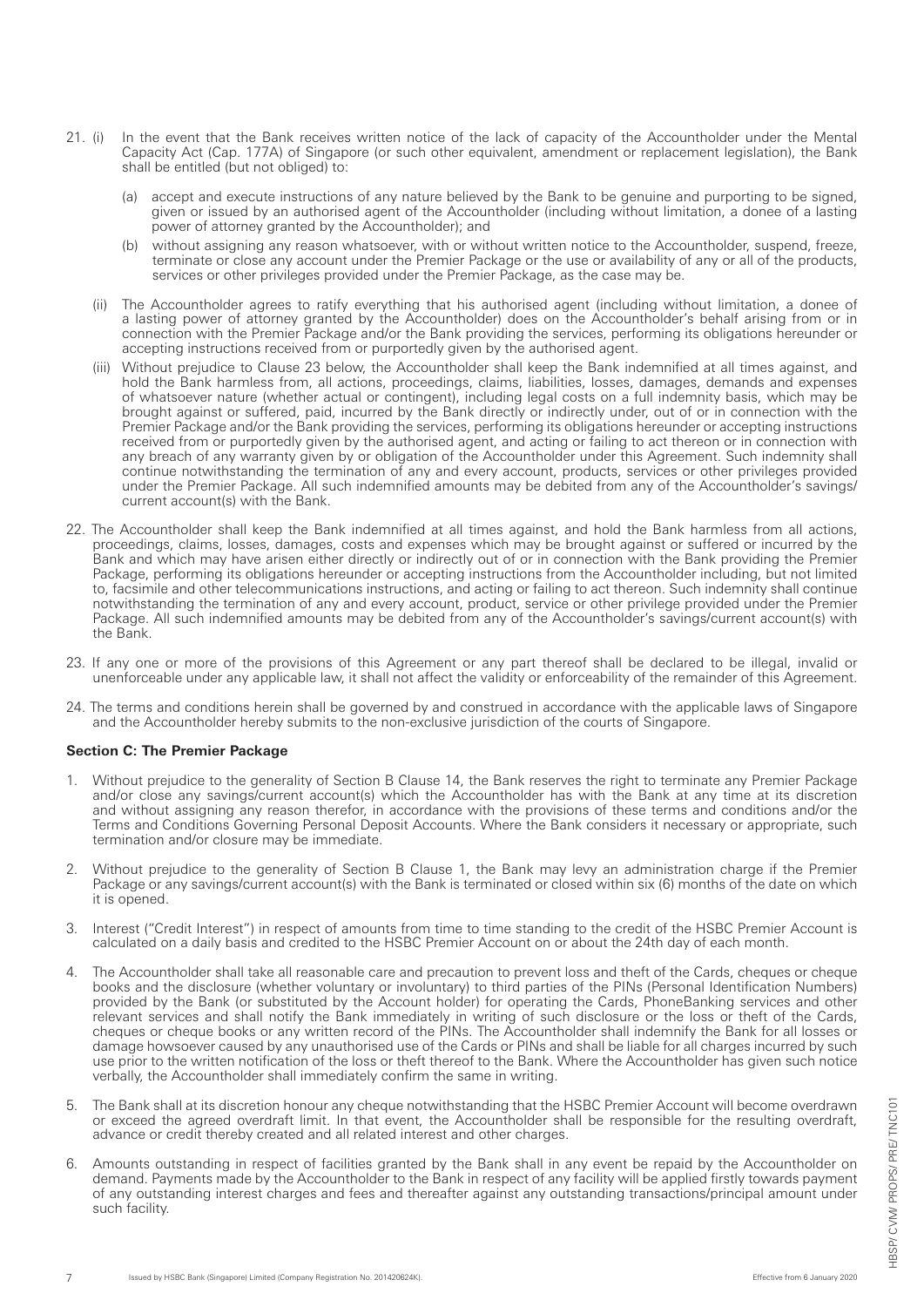21. (i) In the event that the Bank receives written notice of the lack of capacity of the Accountholder under the Mental Capacity Act (Cap. 177A) of Singapore (or such other equivalent, amendment or replacement legislation), the Bank shall be entitled (but not obliged) to:

    (a) accept and execute instructions of any nature believed by the Bank to be genuine and purporting to be signed, given or issued by an authorised agent of the Accountholder (including without limitation, a donee of a lasting power of attorney granted by the Accountholder); and

    (b) without assigning any reason whatsoever, with or without written notice to the Accountholder, suspend, freeze, terminate or close any account under the Premier Package or the use or availability of any or all of the products, services or other privileges provided under the Premier Package, as the case may be.

    (ii) The Accountholder agrees to ratify everything that his authorised agent (including without limitation, a donee of a lasting power of attorney granted by the Accountholder) does on the Accountholder's behalf arising from or in connection with the Premier Package and/or the Bank providing the services, performing its obligations hereunder or accepting instructions received from or purportedly given by the authorised agent.

    (iii) Without prejudice to Clause 23 below, the Accountholder shall keep the Bank indemnified at all times against, and hold the Bank harmless from, all actions, proceedings, claims, liabilities, losses, damages, demands and expenses of whatsoever nature (whether actual or contingent), including legal costs on a full indemnity basis, which may be brought against or suffered, paid, incurred by the Bank directly or indirectly under, out of or in connection with the Premier Package and/or the Bank providing the services, performing its obligations hereunder or accepting instructions received from or purportedly given by the authorised agent, and acting or failing to act thereon or in connection with any breach of any warranty given by or obligation of the Accountholder under this Agreement. Such indemnity shall continue notwithstanding the termination of any and every account, products, services or other privileges provided under the Premier Package. All such indemnified amounts may be debited from any of the Accountholder's savings/ current account(s) with the Bank.

22. The Accountholder shall keep the Bank indemnified at all times against, and hold the Bank harmless from all actions, proceedings, claims, losses, damages, costs and expenses which may be brought against or suffered or incurred by the Bank and which may have arisen either directly or indirectly out of or in connection with the Bank providing the Premier Package, performing its obligations hereunder or accepting instructions from the Accountholder including, but not limited to, facsimile and other telecommunications instructions, and acting or failing to act thereon. Such indemnity shall continue notwithstanding the termination of any and every account, product, service or other privilege provided under the Premier Package. All such indemnified amounts may be debited from any of the Accountholder's savings/current account(s) with the Bank.

23. If any one or more of the provisions of this Agreement or any part thereof shall be declared to be illegal, invalid or unenforceable under any applicable law, it shall not affect the validity or enforceability of the remainder of this Agreement.

24. The terms and conditions herein shall be governed by and construed in accordance with the applicable laws of Singapore and the Accountholder hereby submits to the non-exclusive jurisdiction of the courts of Singapore.

**Section C: The Premier Package**

1. Without prejudice to the generality of Section B Clause 14, the Bank reserves the right to terminate any Premier Package and/or close any savings/current account(s) which the Accountholder has with the Bank at any time at its discretion and without assigning any reason therefor, in accordance with the provisions of these terms and conditions and/or the Terms and Conditions Governing Personal Deposit Accounts. Where the Bank considers it necessary or appropriate, such termination and/or closure may be immediate.

2. Without prejudice to the generality of Section B Clause 1, the Bank may levy an administration charge if the Premier Package or any savings/current account(s) with the Bank is terminated or closed within six (6) months of the date on which it is opened.

3. Interest ("Credit Interest") in respect of amounts from time to time standing to the credit of the HSBC Premier Account is calculated on a daily basis and credited to the HSBC Premier Account on or about the 24th day of each month.

4. The Accountholder shall take all reasonable care and precaution to prevent loss and theft of the Cards, cheques or cheque books and the disclosure (whether voluntary or involuntary) to third parties of the PINs (Personal Identification Numbers) provided by the Bank (or substituted by the Account holder) for operating the Cards, PhoneBanking services and other relevant services and shall notify the Bank immediately in writing of such disclosure or the loss or theft of the Cards, cheques or cheque books or any written record of the PINs. The Accountholder shall indemnify the Bank for all losses or damage howsoever caused by any unauthorised use of the Cards or PINs and shall be liable for all charges incurred by such use prior to the written notification of the loss or theft thereof to the Bank. Where the Accountholder has given such notice verbally, the Accountholder shall immediately confirm the same in writing.

5. The Bank shall at its discretion honour any cheque notwithstanding that the HSBC Premier Account will become overdrawn or exceed the agreed overdraft limit. In that event, the Accountholder shall be responsible for the resulting overdraft, advance or credit thereby created and all related interest and other charges.

6. Amounts outstanding in respect of facilities granted by the Bank shall in any event be repaid by the Accountholder on demand. Payments made by the Accountholder to the Bank in respect of any facility will be applied firstly towards payment of any outstanding interest charges and fees and thereafter against any outstanding transactions/principal amount under such facility.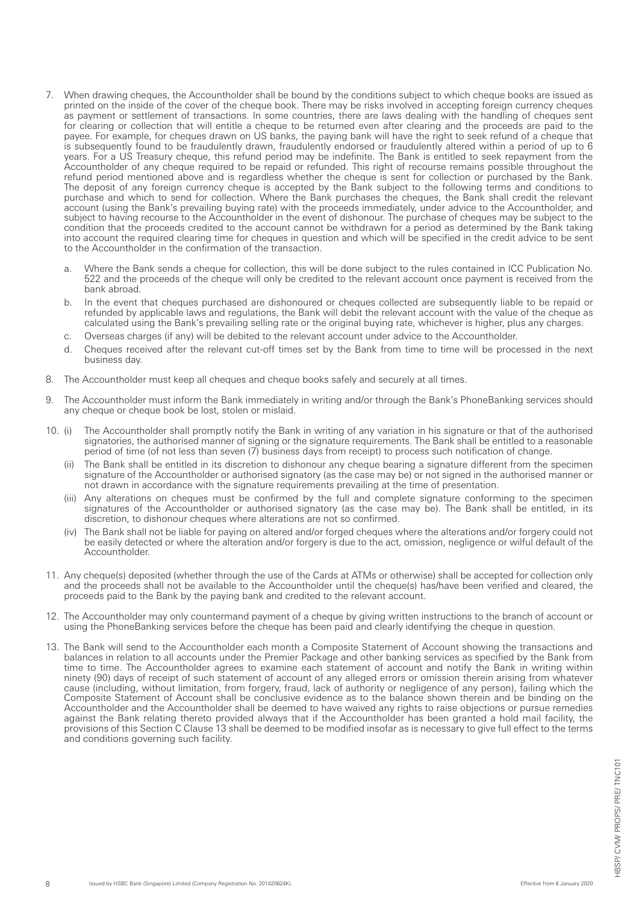7. When drawing cheques, the Accountholder shall be bound by the conditions subject to which cheque books are issued as printed on the inside of the cover of the cheque book. There may be risks involved in accepting foreign currency cheques as payment or settlement of transactions. In some countries, there are laws dealing with the handling of cheques sent for clearing or collection that will entitle a cheque to be returned even after clearing and the proceeds are paid to the payee. For example, for cheques drawn on US banks, the paying bank will have the right to seek refund of a cheque that is subsequently found to be fraudulently drawn, fraudulently endorsed or fraudulently altered within a period of up to 6 years. For a US Treasury cheque, this refund period may be indefinite. The Bank is entitled to seek repayment from the Accountholder of any cheque required to be repaid or refunded. This right of recourse remains possible throughout the refund period mentioned above and is regardless whether the cheque is sent for collection or purchased by the Bank. The deposit of any foreign currency cheque is accepted by the Bank subject to the following terms and conditions to purchase and which to send for collection. Where the Bank purchases the cheques, the Bank shall credit the relevant account (using the Bank's prevailing buying rate) with the proceeds immediately, under advice to the Accountholder, and subject to having recourse to the Accountholder in the event of dishonour. The purchase of cheques may be subject to the condition that the proceeds credited to the account cannot be withdrawn for a period as determined by the Bank taking into account the required clearing time for cheques in question and which will be specified in the credit advice to be sent to the Accountholder in the confirmation of the transaction.

   a. Where the Bank sends a cheque for collection, this will be done subject to the rules contained in ICC Publication No. 522 and the proceeds of the cheque will only be credited to the relevant account once payment is received from the bank abroad.

   b. In the event that cheques purchased are dishonoured or cheques collected are subsequently liable to be repaid or refunded by applicable laws and regulations, the Bank will debit the relevant account with the value of the cheque as calculated using the Bank's prevailing selling rate or the original buying rate, whichever is higher, plus any charges.

   c. Overseas charges (if any) will be debited to the relevant account under advice to the Accountholder.

   d. Cheques received after the relevant cut-off times set by the Bank from time to time will be processed in the next business day.

8. The Accountholder must keep all cheques and cheque books safely and securely at all times.

9. The Accountholder must inform the Bank immediately in writing and/or through the Bank's PhoneBanking services should any cheque or cheque book be lost, stolen or mislaid.

10. (i) The Accountholder shall promptly notify the Bank in writing of any variation in his signature or that of the authorised signatories, the authorised manner of signing or the signature requirements. The Bank shall be entitled to a reasonable period of time (of not less than seven (7) business days from receipt) to process such notification of change.

    (ii) The Bank shall be entitled in its discretion to dishonour any cheque bearing a signature different from the specimen signature of the Accountholder or authorised signatory (as the case may be) or not signed in the authorised manner or not drawn in accordance with the signature requirements prevailing at the time of presentation.

    (iii) Any alterations on cheques must be confirmed by the full and complete signature conforming to the specimen signatures of the Accountholder or authorised signatory (as the case may be). The Bank shall be entitled, in its discretion, to dishonour cheques where alterations are not so confirmed.

    (iv) The Bank shall not be liable for paying on altered and/or forged cheques where the alterations and/or forgery could not be easily detected or where the alteration and/or forgery is due to the act, omission, negligence or wilful default of the Accountholder.

11. Any cheque(s) deposited (whether through the use of the Cards at ATMs or otherwise) shall be accepted for collection only and the proceeds shall not be available to the Accountholder until the cheque(s) has/have been verified and cleared, the proceeds paid to the Bank by the paying bank and credited to the relevant account.

12. The Accountholder may only countermand payment of a cheque by giving written instructions to the branch of account or using the PhoneBanking services before the cheque has been paid and clearly identifying the cheque in question.

13. The Bank will send to the Accountholder each month a Composite Statement of Account showing the transactions and balances in relation to all accounts under the Premier Package and other banking services as specified by the Bank from time to time. The Accountholder agrees to examine each statement of account and notify the Bank in writing within ninety (90) days of receipt of such statement of account of any alleged errors or omission therein arising from whatever cause (including, without limitation, from forgery, fraud, lack of authority or negligence of any person), failing which the Composite Statement of Account shall be conclusive evidence as to the balance shown therein and be binding on the Accountholder and the Accountholder shall be deemed to have waived any rights to raise objections or pursue remedies against the Bank relating thereto provided always that if the Accountholder has been granted a hold mail facility, the provisions of this Section C Clause 13 shall be deemed to be modified insofar as is necessary to give full effect to the terms and conditions governing such facility.

Issued by HSBC Bank (Singapore) Limited (Company Registration No. 201420624K). Effective from 6 January 2020

HBSP/ CVM/ PROPS/ PRE/ TNC101